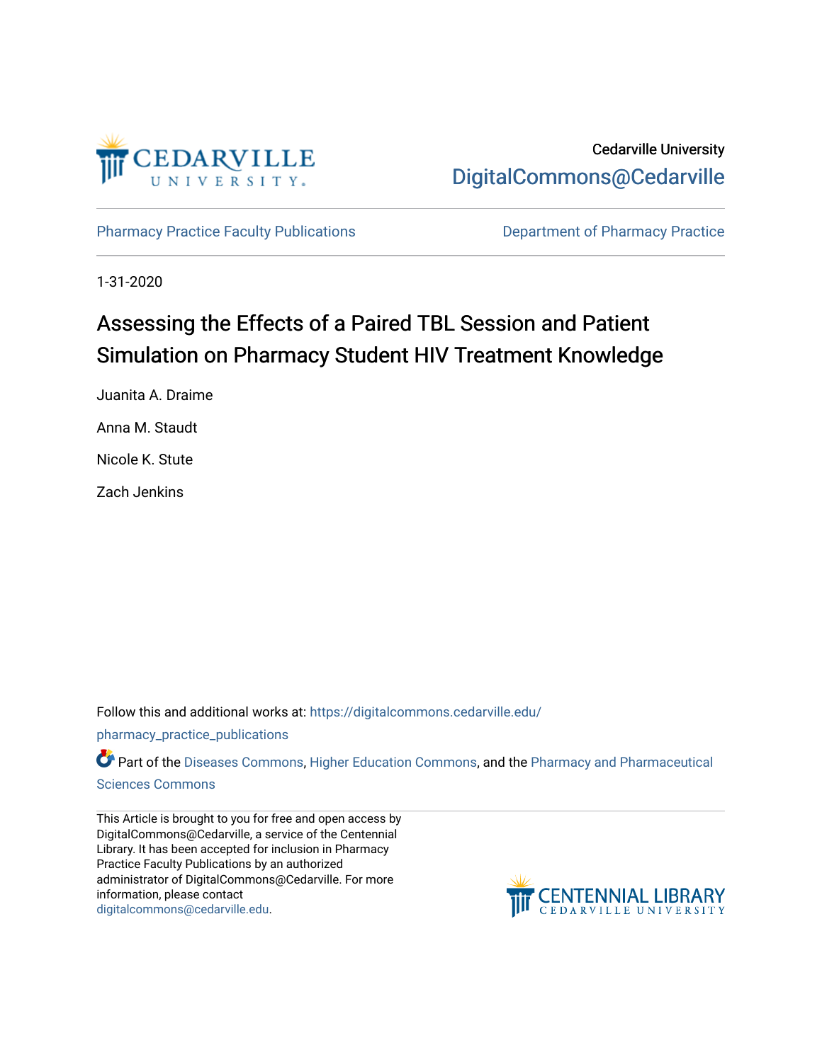Cedarville University

DigitalCommons@Cedarville

Pharmacy Practice Faculty Publications

Department of Pharmacy Practice

1-31-2020

# Assessing the Effects of a Paired TBL Session and Patient Simulation on Pharmacy Student HIV Treatment Knowledge

Juanita A. Draime

Anna M. Staudt

Nicole K. Stute

Zach Jenkins

Follow this and additional works at: https://digitalcommons.cedarville.edu/pharmacy_practice_publications

Part of the Diseases Commons, Higher Education Commons, and the Pharmacy and Pharmaceutical Sciences Commons

This Article is brought to you for free and open access by DigitalCommons@Cedarville, a service of the Centennial Library. It has been accepted for inclusion in Pharmacy Practice Faculty Publications by an authorized administrator of DigitalCommons@Cedarville. For more information, please contact digitalcommons@cedarville.edu.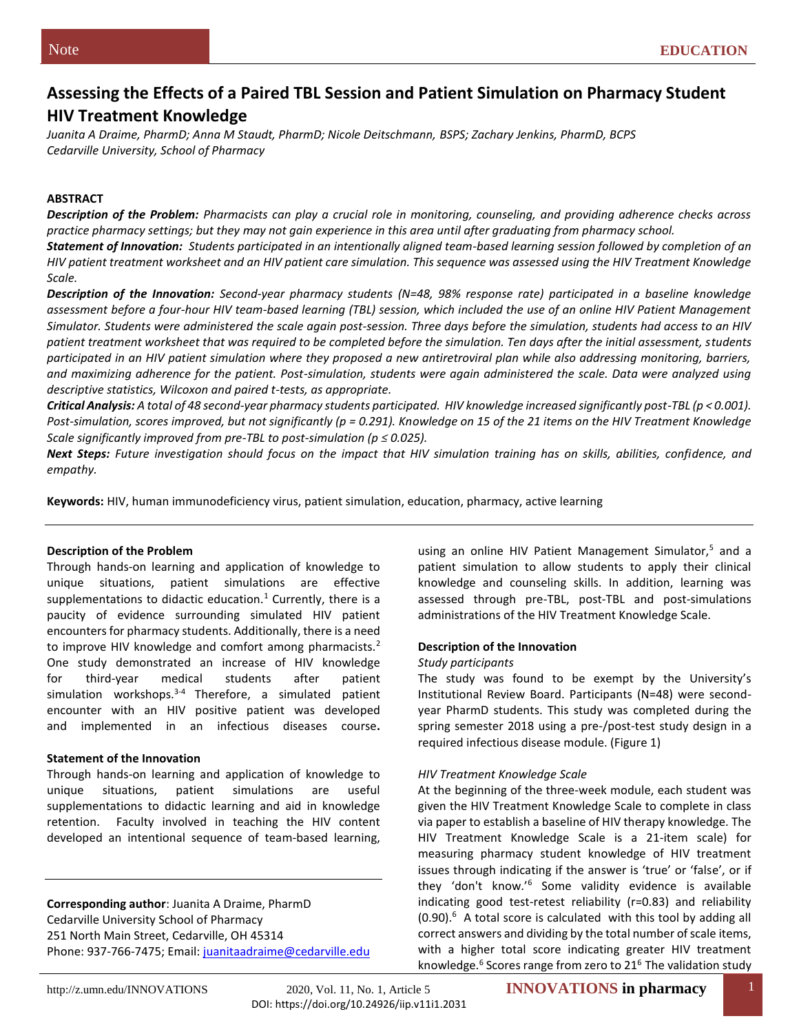Note

EDUCATION

# Assessing the Effects of a Paired TBL Session and Patient Simulation on Pharmacy Student HIV Treatment Knowledge

*Juanita A Draime, PharmD; Anna M Staudt, PharmD; Nicole Deitschmann, BSPS; Zachary Jenkins, PharmD, BCPS*
*Cedarville University, School of Pharmacy*

## ABSTRACT

***Description of the Problem:*** *Pharmacists can play a crucial role in monitoring, counseling, and providing adherence checks across practice pharmacy settings; but they may not gain experience in this area until after graduating from pharmacy school.*

***Statement of Innovation:*** *Students participated in an intentionally aligned team-based learning session followed by completion of an HIV patient treatment worksheet and an HIV patient care simulation. This sequence was assessed using the HIV Treatment Knowledge Scale.*

***Description of the Innovation:*** *Second-year pharmacy students (N=48, 98% response rate) participated in a baseline knowledge assessment before a four-hour HIV team-based learning (TBL) session, which included the use of an online HIV Patient Management Simulator. Students were administered the scale again post-session. Three days before the simulation, students had access to an HIV patient treatment worksheet that was required to be completed before the simulation. Ten days after the initial assessment, students participated in an HIV patient simulation where they proposed a new antiretroviral plan while also addressing monitoring, barriers, and maximizing adherence for the patient. Post-simulation, students were again administered the scale. Data were analyzed using descriptive statistics, Wilcoxon and paired t-tests, as appropriate.*

***Critical Analysis:*** *A total of 48 second-year pharmacy students participated. HIV knowledge increased significantly post-TBL ($p < 0.001$). Post-simulation, scores improved, but not significantly ($p = 0.291$). Knowledge on 15 of the 21 items on the HIV Treatment Knowledge Scale significantly improved from pre-TBL to post-simulation ($p \leq 0.025$).*

***Next Steps:*** *Future investigation should focus on the impact that HIV simulation training has on skills, abilities, confidence, and empathy.*

**Keywords:** HIV, human immunodeficiency virus, patient simulation, education, pharmacy, active learning

### Description of the Problem

Through hands-on learning and application of knowledge to unique situations, patient simulations are effective supplementations to didactic education.[1] Currently, there is a paucity of evidence surrounding simulated HIV patient encounters for pharmacy students. Additionally, there is a need to improve HIV knowledge and comfort among pharmacists.[2] One study demonstrated an increase of HIV knowledge for third-year medical students after patient simulation workshops.[3-4] Therefore, a simulated patient encounter with an HIV positive patient was developed and implemented in an infectious diseases course.

### Statement of the Innovation

Through hands-on learning and application of knowledge to unique situations, patient simulations are useful supplementations to didactic learning and aid in knowledge retention. Faculty involved in teaching the HIV content developed an intentional sequence of team-based learning, using an online HIV Patient Management Simulator,[5] and a patient simulation to allow students to apply their clinical knowledge and counseling skills. In addition, learning was assessed through pre-TBL, post-TBL and post-simulations administrations of the HIV Treatment Knowledge Scale.

**Corresponding author**: Juanita A Draime, PharmD
Cedarville University School of Pharmacy
251 North Main Street, Cedarville, OH 45314
Phone: 937-766-7475; Email: juanitaadraime@cedarville.edu

### Description of the Innovation

*Study participants*

The study was found to be exempt by the University's Institutional Review Board. Participants (N=48) were second-year PharmD students. This study was completed during the spring semester 2018 using a pre-/post-test study design in a required infectious disease module. (Figure 1)

*HIV Treatment Knowledge Scale*

At the beginning of the three-week module, each student was given the HIV Treatment Knowledge Scale to complete in class via paper to establish a baseline of HIV therapy knowledge. The HIV Treatment Knowledge Scale is a 21-item scale) for measuring pharmacy student knowledge of HIV treatment issues through indicating if the answer is 'true' or 'false', or if they 'don't know.'[6] Some validity evidence is available indicating good test-retest reliability (r=0.83) and reliability (0.90).[6] A total score is calculated with this tool by adding all correct answers and dividing by the total number of scale items, with a higher total score indicating greater HIV treatment knowledge.[6] Scores range from zero to 21[6] The validation study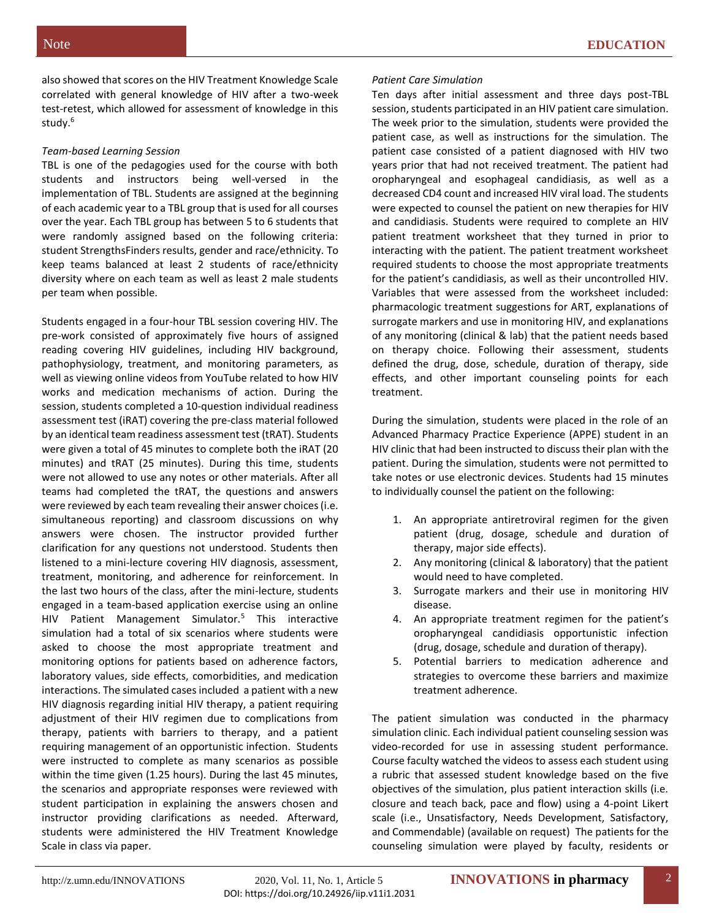also showed that scores on the HIV Treatment Knowledge Scale correlated with general knowledge of HIV after a two-week test-retest, which allowed for assessment of knowledge in this study.[6]

*Team-based Learning Session*

TBL is one of the pedagogies used for the course with both students and instructors being well-versed in the implementation of TBL. Students are assigned at the beginning of each academic year to a TBL group that is used for all courses over the year. Each TBL group has between 5 to 6 students that were randomly assigned based on the following criteria: student StrengthsFinders results, gender and race/ethnicity. To keep teams balanced at least 2 students of race/ethnicity diversity where on each team as well as least 2 male students per team when possible.

Students engaged in a four-hour TBL session covering HIV. The pre-work consisted of approximately five hours of assigned reading covering HIV guidelines, including HIV background, pathophysiology, treatment, and monitoring parameters, as well as viewing online videos from YouTube related to how HIV works and medication mechanisms of action. During the session, students completed a 10-question individual readiness assessment test (iRAT) covering the pre-class material followed by an identical team readiness assessment test (tRAT). Students were given a total of 45 minutes to complete both the iRAT (20 minutes) and tRAT (25 minutes). During this time, students were not allowed to use any notes or other materials. After all teams had completed the tRAT, the questions and answers were reviewed by each team revealing their answer choices (i.e. simultaneous reporting) and classroom discussions on why answers were chosen. The instructor provided further clarification for any questions not understood. Students then listened to a mini-lecture covering HIV diagnosis, assessment, treatment, monitoring, and adherence for reinforcement. In the last two hours of the class, after the mini-lecture, students engaged in a team-based application exercise using an online HIV Patient Management Simulator.[5] This interactive simulation had a total of six scenarios where students were asked to choose the most appropriate treatment and monitoring options for patients based on adherence factors, laboratory values, side effects, comorbidities, and medication interactions. The simulated cases included a patient with a new HIV diagnosis regarding initial HIV therapy, a patient requiring adjustment of their HIV regimen due to complications from therapy, patients with barriers to therapy, and a patient requiring management of an opportunistic infection. Students were instructed to complete as many scenarios as possible within the time given (1.25 hours). During the last 45 minutes, the scenarios and appropriate responses were reviewed with student participation in explaining the answers chosen and instructor providing clarifications as needed. Afterward, students were administered the HIV Treatment Knowledge Scale in class via paper.

*Patient Care Simulation*

Ten days after initial assessment and three days post-TBL session, students participated in an HIV patient care simulation. The week prior to the simulation, students were provided the patient case, as well as instructions for the simulation. The patient case consisted of a patient diagnosed with HIV two years prior that had not received treatment. The patient had oropharyngeal and esophageal candidiasis, as well as a decreased CD4 count and increased HIV viral load. The students were expected to counsel the patient on new therapies for HIV and candidiasis. Students were required to complete an HIV patient treatment worksheet that they turned in prior to interacting with the patient. The patient treatment worksheet required students to choose the most appropriate treatments for the patient's candidiasis, as well as their uncontrolled HIV. Variables that were assessed from the worksheet included: pharmacologic treatment suggestions for ART, explanations of surrogate markers and use in monitoring HIV, and explanations of any monitoring (clinical & lab) that the patient needs based on therapy choice. Following their assessment, students defined the drug, dose, schedule, duration of therapy, side effects, and other important counseling points for each treatment.

During the simulation, students were placed in the role of an Advanced Pharmacy Practice Experience (APPE) student in an HIV clinic that had been instructed to discuss their plan with the patient. During the simulation, students were not permitted to take notes or use electronic devices. Students had 15 minutes to individually counsel the patient on the following:

1. An appropriate antiretroviral regimen for the given patient (drug, dosage, schedule and duration of therapy, major side effects).
2. Any monitoring (clinical & laboratory) that the patient would need to have completed.
3. Surrogate markers and their use in monitoring HIV disease.
4. An appropriate treatment regimen for the patient's oropharyngeal candidiasis opportunistic infection (drug, dosage, schedule and duration of therapy).
5. Potential barriers to medication adherence and strategies to overcome these barriers and maximize treatment adherence.

The patient simulation was conducted in the pharmacy simulation clinic. Each individual patient counseling session was video-recorded for use in assessing student performance. Course faculty watched the videos to assess each student using a rubric that assessed student knowledge based on the five objectives of the simulation, plus patient interaction skills (i.e. closure and teach back, pace and flow) using a 4-point Likert scale (i.e., Unsatisfactory, Needs Development, Satisfactory, and Commendable) (available on request) The patients for the counseling simulation were played by faculty, residents or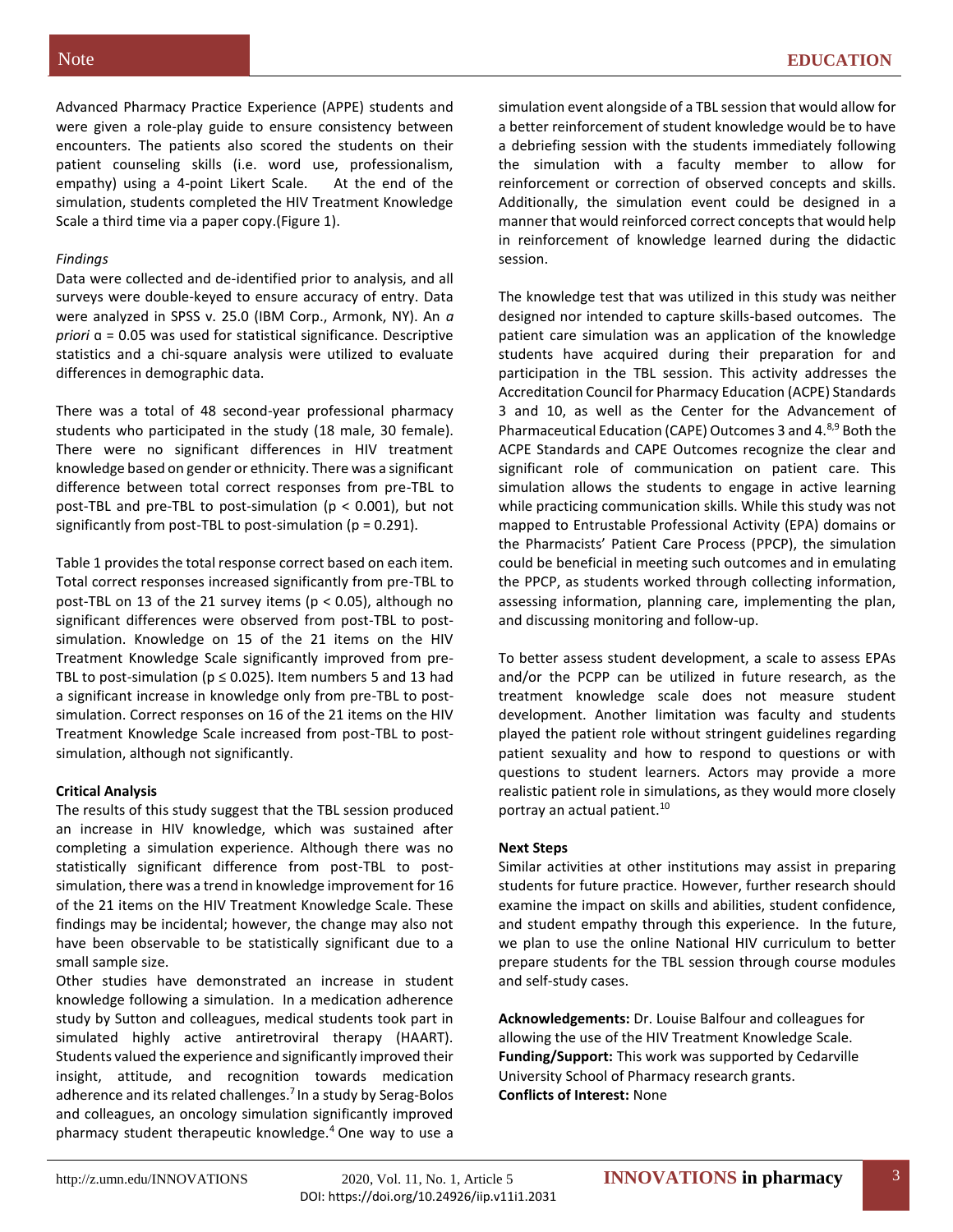Advanced Pharmacy Practice Experience (APPE) students and were given a role-play guide to ensure consistency between encounters. The patients also scored the students on their patient counseling skills (i.e. word use, professionalism, empathy) using a 4-point Likert Scale. At the end of the simulation, students completed the HIV Treatment Knowledge Scale a third time via a paper copy.(Figure 1).

*Findings*

Data were collected and de-identified prior to analysis, and all surveys were double-keyed to ensure accuracy of entry. Data were analyzed in SPSS v. 25.0 (IBM Corp., Armonk, NY). An *a priori* $\alpha = 0.05$ was used for statistical significance. Descriptive statistics and a chi-square analysis were utilized to evaluate differences in demographic data.

There was a total of 48 second-year professional pharmacy students who participated in the study (18 male, 30 female). There were no significant differences in HIV treatment knowledge based on gender or ethnicity. There was a significant difference between total correct responses from pre-TBL to post-TBL and pre-TBL to post-simulation ($p < 0.001$), but not significantly from post-TBL to post-simulation ($p = 0.291$).

Table 1 provides the total response correct based on each item. Total correct responses increased significantly from pre-TBL to post-TBL on 13 of the 21 survey items ($p < 0.05$), although no significant differences were observed from post-TBL to post-simulation. Knowledge on 15 of the 21 items on the HIV Treatment Knowledge Scale significantly improved from pre-TBL to post-simulation ($p \leq 0.025$). Item numbers 5 and 13 had a significant increase in knowledge only from pre-TBL to post-simulation. Correct responses on 16 of the 21 items on the HIV Treatment Knowledge Scale increased from post-TBL to post-simulation, although not significantly.

**Critical Analysis**

The results of this study suggest that the TBL session produced an increase in HIV knowledge, which was sustained after completing a simulation experience. Although there was no statistically significant difference from post-TBL to post-simulation, there was a trend in knowledge improvement for 16 of the 21 items on the HIV Treatment Knowledge Scale. These findings may be incidental; however, the change may also not have been observable to be statistically significant due to a small sample size.

Other studies have demonstrated an increase in student knowledge following a simulation. In a medication adherence study by Sutton and colleagues, medical students took part in simulated highly active antiretroviral therapy (HAART). Students valued the experience and significantly improved their insight, attitude, and recognition towards medication adherence and its related challenges.[7] In a study by Serag-Bolos and colleagues, an oncology simulation significantly improved pharmacy student therapeutic knowledge.[4] One way to use a simulation event alongside of a TBL session that would allow for a better reinforcement of student knowledge would be to have a debriefing session with the students immediately following the simulation with a faculty member to allow for reinforcement or correction of observed concepts and skills. Additionally, the simulation event could be designed in a manner that would reinforced correct concepts that would help in reinforcement of knowledge learned during the didactic session.

The knowledge test that was utilized in this study was neither designed nor intended to capture skills-based outcomes. The patient care simulation was an application of the knowledge students have acquired during their preparation for and participation in the TBL session. This activity addresses the Accreditation Council for Pharmacy Education (ACPE) Standards 3 and 10, as well as the Center for the Advancement of Pharmaceutical Education (CAPE) Outcomes 3 and 4.[8,9] Both the ACPE Standards and CAPE Outcomes recognize the clear and significant role of communication on patient care. This simulation allows the students to engage in active learning while practicing communication skills. While this study was not mapped to Entrustable Professional Activity (EPA) domains or the Pharmacists' Patient Care Process (PPCP), the simulation could be beneficial in meeting such outcomes and in emulating the PPCP, as students worked through collecting information, assessing information, planning care, implementing the plan, and discussing monitoring and follow-up.

To better assess student development, a scale to assess EPAs and/or the PCPP can be utilized in future research, as the treatment knowledge scale does not measure student development. Another limitation was faculty and students played the patient role without stringent guidelines regarding patient sexuality and how to respond to questions or with questions to student learners. Actors may provide a more realistic patient role in simulations, as they would more closely portray an actual patient.[10]

**Next Steps**

Similar activities at other institutions may assist in preparing students for future practice. However, further research should examine the impact on skills and abilities, student confidence, and student empathy through this experience. In the future, we plan to use the online National HIV curriculum to better prepare students for the TBL session through course modules and self-study cases.

**Acknowledgements:** Dr. Louise Balfour and colleagues for allowing the use of the HIV Treatment Knowledge Scale.
**Funding/Support:** This work was supported by Cedarville University School of Pharmacy research grants.
**Conflicts of Interest:** None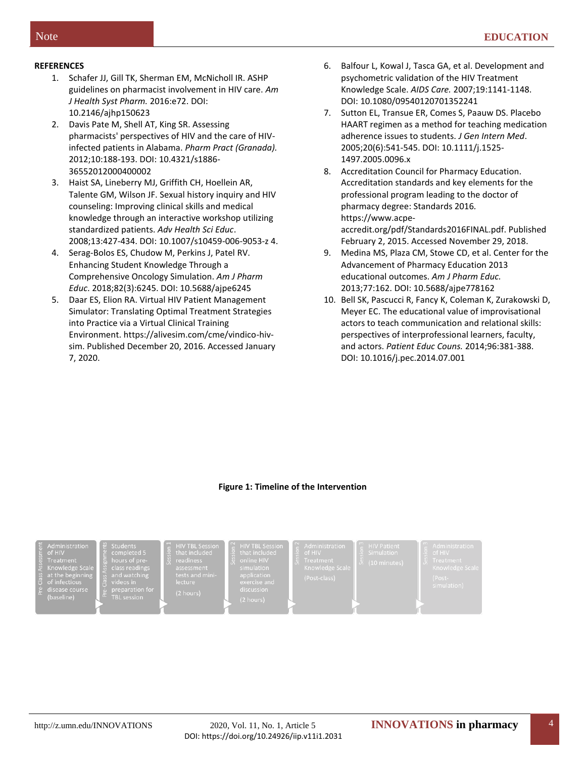**REFERENCES**

1. Schafer JJ, Gill TK, Sherman EM, McNicholl IR. ASHP guidelines on pharmacist involvement in HIV care. *Am J Health Syst Pharm.* 2016:e72. DOI: 10.2146/ajhp150623
2. Davis Pate M, Shell AT, King SR. Assessing pharmacists' perspectives of HIV and the care of HIV-infected patients in Alabama. *Pharm Pract (Granada).* 2012;10:188-193. DOI: 10.4321/s1886-36552012000400002
3. Haist SA, Lineberry MJ, Griffith CH, Hoellein AR, Talente GM, Wilson JF. Sexual history inquiry and HIV counseling: Improving clinical skills and medical knowledge through an interactive workshop utilizing standardized patients. *Adv Health Sci Educ*. 2008;13:427-434. DOI: 10.1007/s10459-006-9053-z 4.
4. Serag-Bolos ES, Chudow M, Perkins J, Patel RV. Enhancing Student Knowledge Through a Comprehensive Oncology Simulation. *Am J Pharm Educ*. 2018;82(3):6245. DOI: 10.5688/ajpe6245
5. Daar ES, Elion RA. Virtual HIV Patient Management Simulator: Translating Optimal Treatment Strategies into Practice via a Virtual Clinical Training Environment. https://alivesim.com/cme/vindico-hiv-sim. Published December 20, 2016. Accessed January 7, 2020.
6. Balfour L, Kowal J, Tasca GA, et al. Development and psychometric validation of the HIV Treatment Knowledge Scale. *AIDS Care.* 2007;19:1141-1148. DOI: 10.1080/09540120701352241
7. Sutton EL, Transue ER, Comes S, Paauw DS. Placebo HAART regimen as a method for teaching medication adherence issues to students. *J Gen Intern Med*. 2005;20(6):541-545. DOI: 10.1111/j.1525-1497.2005.0096.x
8. Accreditation Council for Pharmacy Education. Accreditation standards and key elements for the professional program leading to the doctor of pharmacy degree: Standards 2016. https://www.acpe-accredit.org/pdf/Standards2016FINAL.pdf. Published February 2, 2015. Accessed November 29, 2018.
9. Medina MS, Plaza CM, Stowe CD, et al. Center for the Advancement of Pharmacy Education 2013 educational outcomes. *Am J Pharm Educ.* 2013;77:162. DOI: 10.5688/ajpe778162
10. Bell SK, Pascucci R, Fancy K, Coleman K, Zurakowski D, Meyer EC. The educational value of improvisational actors to teach communication and relational skills: perspectives of interprofessional learners, faculty, and actors. *Patient Educ Couns.* 2014;96:381-388. DOI: 10.1016/j.pec.2014.07.001

**Figure 1: Timeline of the Intervention**

| Stage | Description |
|---|---|
| Pre-Class Assessment | Administration of HIV Treatment Knowledge Scale at the beginning of infectious disease course (baseline) |
| Pre-Class Assignments | Students completed 5 hours of pre-class readings and watching videos in preparation for TBL session |
| Session 1 | HIV TBL Session that included readiness assessment tests and mini-lecture (2 hours) |
| Session 2 | HIV TBL Session that included online HIV simulation application exercise and discussion (2 hours) |
| Session 2 | Administration of HIV Treatment Knowledge Scale (Post-class) |
| Session 3 | HIV Patient Simulation (10 minutes) |
| Session 3 | Administration of HIV Treatment Knowledge Scale (Post-simulation) |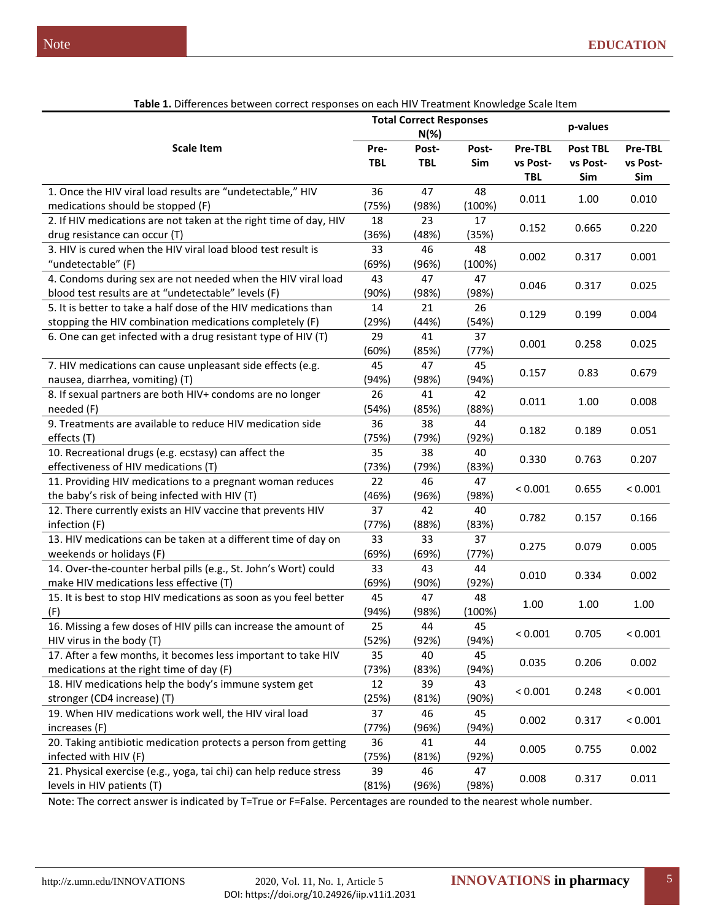**Table 1.** Differences between correct responses on each HIV Treatment Knowledge Scale Item

| Scale Item | Total Correct Responses N(%) | | | p-values | | |
|---|---|---|---|---|---|---|
| | Pre-TBL | Post-TBL | Post-Sim | Pre-TBL vs Post-TBL | Post TBL vs Post-Sim | Pre-TBL vs Post-Sim |
| 1. Once the HIV viral load results are "undetectable," HIV medications should be stopped (F) | 36 (75%) | 47 (98%) | 48 (100%) | 0.011 | 1.00 | 0.010 |
| 2. If HIV medications are not taken at the right time of day, HIV drug resistance can occur (T) | 18 (36%) | 23 (48%) | 17 (35%) | 0.152 | 0.665 | 0.220 |
| 3. HIV is cured when the HIV viral load blood test result is "undetectable" (F) | 33 (69%) | 46 (96%) | 48 (100%) | 0.002 | 0.317 | 0.001 |
| 4. Condoms during sex are not needed when the HIV viral load blood test results are at "undetectable" levels (F) | 43 (90%) | 47 (98%) | 47 (98%) | 0.046 | 0.317 | 0.025 |
| 5. It is better to take a half dose of the HIV medications than stopping the HIV combination medications completely (F) | 14 (29%) | 21 (44%) | 26 (54%) | 0.129 | 0.199 | 0.004 |
| 6. One can get infected with a drug resistant type of HIV (T) | 29 (60%) | 41 (85%) | 37 (77%) | 0.001 | 0.258 | 0.025 |
| 7. HIV medications can cause unpleasant side effects (e.g. nausea, diarrhea, vomiting) (T) | 45 (94%) | 47 (98%) | 45 (94%) | 0.157 | 0.83 | 0.679 |
| 8. If sexual partners are both HIV+ condoms are no longer needed (F) | 26 (54%) | 41 (85%) | 42 (88%) | 0.011 | 1.00 | 0.008 |
| 9. Treatments are available to reduce HIV medication side effects (T) | 36 (75%) | 38 (79%) | 44 (92%) | 0.182 | 0.189 | 0.051 |
| 10. Recreational drugs (e.g. ecstasy) can affect the effectiveness of HIV medications (T) | 35 (73%) | 38 (79%) | 40 (83%) | 0.330 | 0.763 | 0.207 |
| 11. Providing HIV medications to a pregnant woman reduces the baby's risk of being infected with HIV (T) | 22 (46%) | 46 (96%) | 47 (98%) | < 0.001 | 0.655 | < 0.001 |
| 12. There currently exists an HIV vaccine that prevents HIV infection (F) | 37 (77%) | 42 (88%) | 40 (83%) | 0.782 | 0.157 | 0.166 |
| 13. HIV medications can be taken at a different time of day on weekends or holidays (F) | 33 (69%) | 33 (69%) | 37 (77%) | 0.275 | 0.079 | 0.005 |
| 14. Over-the-counter herbal pills (e.g., St. John's Wort) could make HIV medications less effective (T) | 33 (69%) | 43 (90%) | 44 (92%) | 0.010 | 0.334 | 0.002 |
| 15. It is best to stop HIV medications as soon as you feel better (F) | 45 (94%) | 47 (98%) | 48 (100%) | 1.00 | 1.00 | 1.00 |
| 16. Missing a few doses of HIV pills can increase the amount of HIV virus in the body (T) | 25 (52%) | 44 (92%) | 45 (94%) | < 0.001 | 0.705 | < 0.001 |
| 17. After a few months, it becomes less important to take HIV medications at the right time of day (F) | 35 (73%) | 40 (83%) | 45 (94%) | 0.035 | 0.206 | 0.002 |
| 18. HIV medications help the body's immune system get stronger (CD4 increase) (T) | 12 (25%) | 39 (81%) | 43 (90%) | < 0.001 | 0.248 | < 0.001 |
| 19. When HIV medications work well, the HIV viral load increases (F) | 37 (77%) | 46 (96%) | 45 (94%) | 0.002 | 0.317 | < 0.001 |
| 20. Taking antibiotic medication protects a person from getting infected with HIV (F) | 36 (75%) | 41 (81%) | 44 (92%) | 0.005 | 0.755 | 0.002 |
| 21. Physical exercise (e.g., yoga, tai chi) can help reduce stress levels in HIV patients (T) | 39 (81%) | 46 (96%) | 47 (98%) | 0.008 | 0.317 | 0.011 |

Note: The correct answer is indicated by T=True or F=False. Percentages are rounded to the nearest whole number.